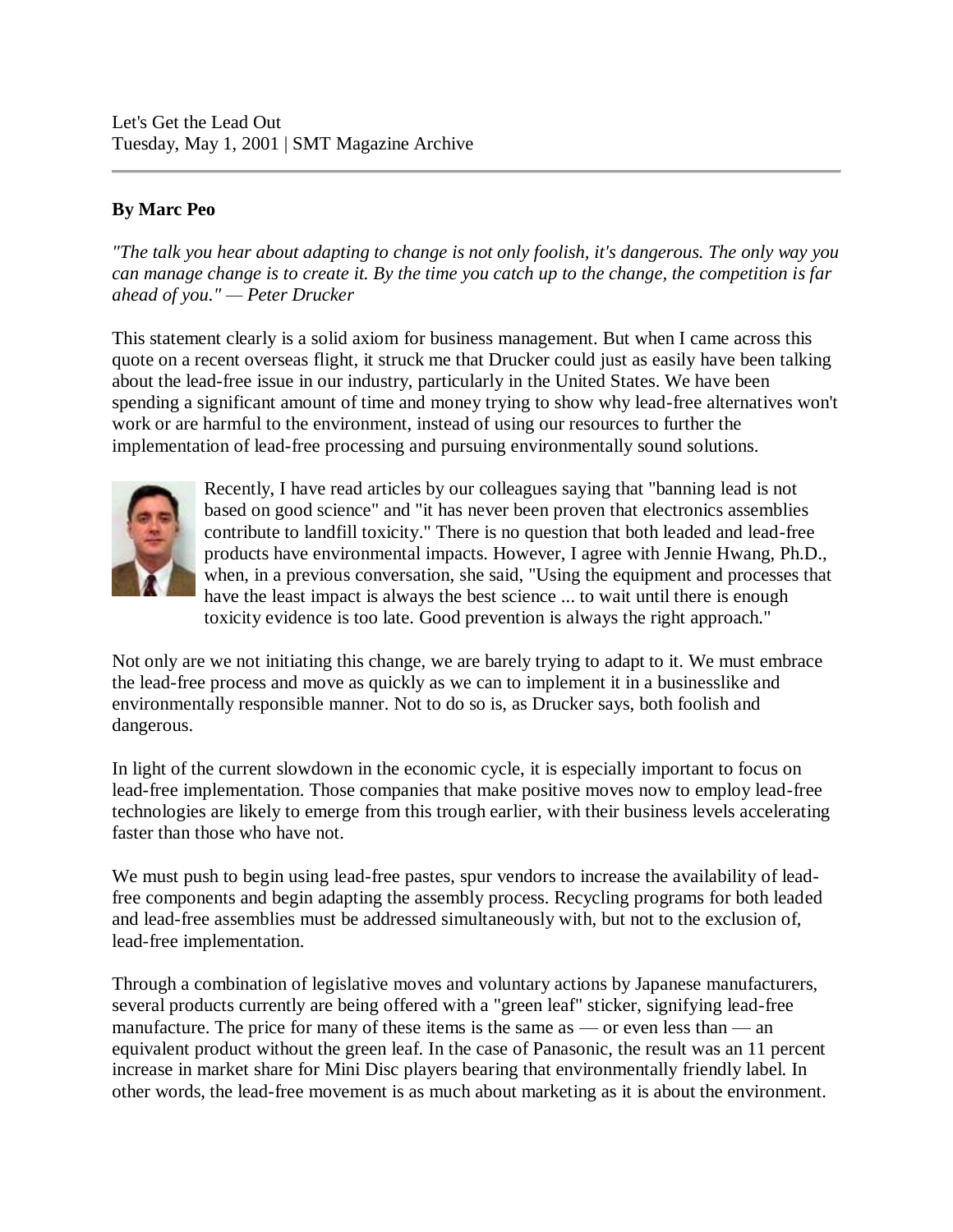Let's Get the Lead Out
Tuesday, May 1, 2001 | SMT Magazine Archive

**By Marc Peo**

*"The talk you hear about adapting to change is not only foolish, it's dangerous. The only way you can manage change is to create it. By the time you catch up to the change, the competition is far ahead of you." — Peter Drucker*

This statement clearly is a solid axiom for business management. But when I came across this quote on a recent overseas flight, it struck me that Drucker could just as easily have been talking about the lead-free issue in our industry, particularly in the United States. We have been spending a significant amount of time and money trying to show why lead-free alternatives won't work or are harmful to the environment, instead of using our resources to further the implementation of lead-free processing and pursuing environmentally sound solutions.

Recently, I have read articles by our colleagues saying that "banning lead is not based on good science" and "it has never been proven that electronics assemblies contribute to landfill toxicity." There is no question that both leaded and lead-free products have environmental impacts. However, I agree with Jennie Hwang, Ph.D., when, in a previous conversation, she said, "Using the equipment and processes that have the least impact is always the best science ... to wait until there is enough toxicity evidence is too late. Good prevention is always the right approach."

Not only are we not initiating this change, we are barely trying to adapt to it. We must embrace the lead-free process and move as quickly as we can to implement it in a businesslike and environmentally responsible manner. Not to do so is, as Drucker says, both foolish and dangerous.

In light of the current slowdown in the economic cycle, it is especially important to focus on lead-free implementation. Those companies that make positive moves now to employ lead-free technologies are likely to emerge from this trough earlier, with their business levels accelerating faster than those who have not.

We must push to begin using lead-free pastes, spur vendors to increase the availability of lead-free components and begin adapting the assembly process. Recycling programs for both leaded and lead-free assemblies must be addressed simultaneously with, but not to the exclusion of, lead-free implementation.

Through a combination of legislative moves and voluntary actions by Japanese manufacturers, several products currently are being offered with a "green leaf" sticker, signifying lead-free manufacture. The price for many of these items is the same as — or even less than — an equivalent product without the green leaf. In the case of Panasonic, the result was an 11 percent increase in market share for Mini Disc players bearing that environmentally friendly label. In other words, the lead-free movement is as much about marketing as it is about the environment.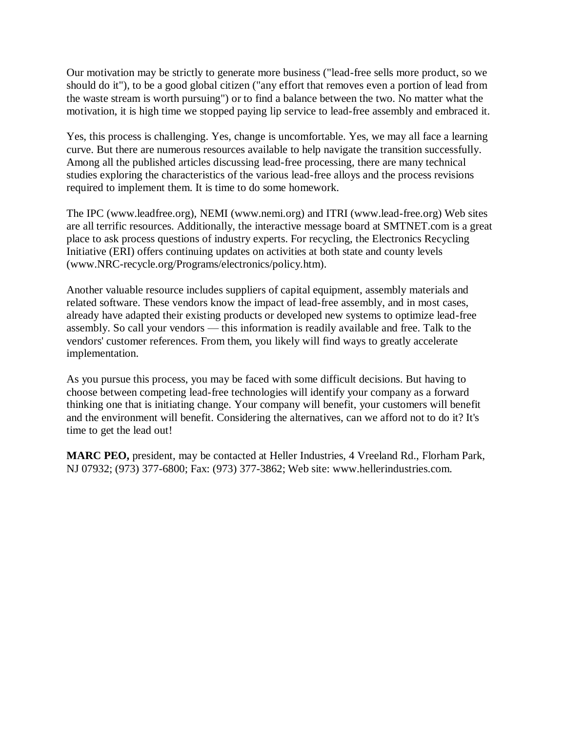Our motivation may be strictly to generate more business ("lead-free sells more product, so we should do it"), to be a good global citizen ("any effort that removes even a portion of lead from the waste stream is worth pursuing") or to find a balance between the two. No matter what the motivation, it is high time we stopped paying lip service to lead-free assembly and embraced it.

Yes, this process is challenging. Yes, change is uncomfortable. Yes, we may all face a learning curve. But there are numerous resources available to help navigate the transition successfully. Among all the published articles discussing lead-free processing, there are many technical studies exploring the characteristics of the various lead-free alloys and the process revisions required to implement them. It is time to do some homework.

The IPC (www.leadfree.org), NEMI (www.nemi.org) and ITRI (www.lead-free.org) Web sites are all terrific resources. Additionally, the interactive message board at SMTNET.com is a great place to ask process questions of industry experts. For recycling, the Electronics Recycling Initiative (ERI) offers continuing updates on activities at both state and county levels (www.NRC-recycle.org/Programs/electronics/policy.htm).

Another valuable resource includes suppliers of capital equipment, assembly materials and related software. These vendors know the impact of lead-free assembly, and in most cases, already have adapted their existing products or developed new systems to optimize lead-free assembly. So call your vendors — this information is readily available and free. Talk to the vendors' customer references. From them, you likely will find ways to greatly accelerate implementation.

As you pursue this process, you may be faced with some difficult decisions. But having to choose between competing lead-free technologies will identify your company as a forward thinking one that is initiating change. Your company will benefit, your customers will benefit and the environment will benefit. Considering the alternatives, can we afford not to do it? It's time to get the lead out!

**MARC PEO,** president, may be contacted at Heller Industries, 4 Vreeland Rd., Florham Park, NJ 07932; (973) 377-6800; Fax: (973) 377-3862; Web site: www.hellerindustries.com.